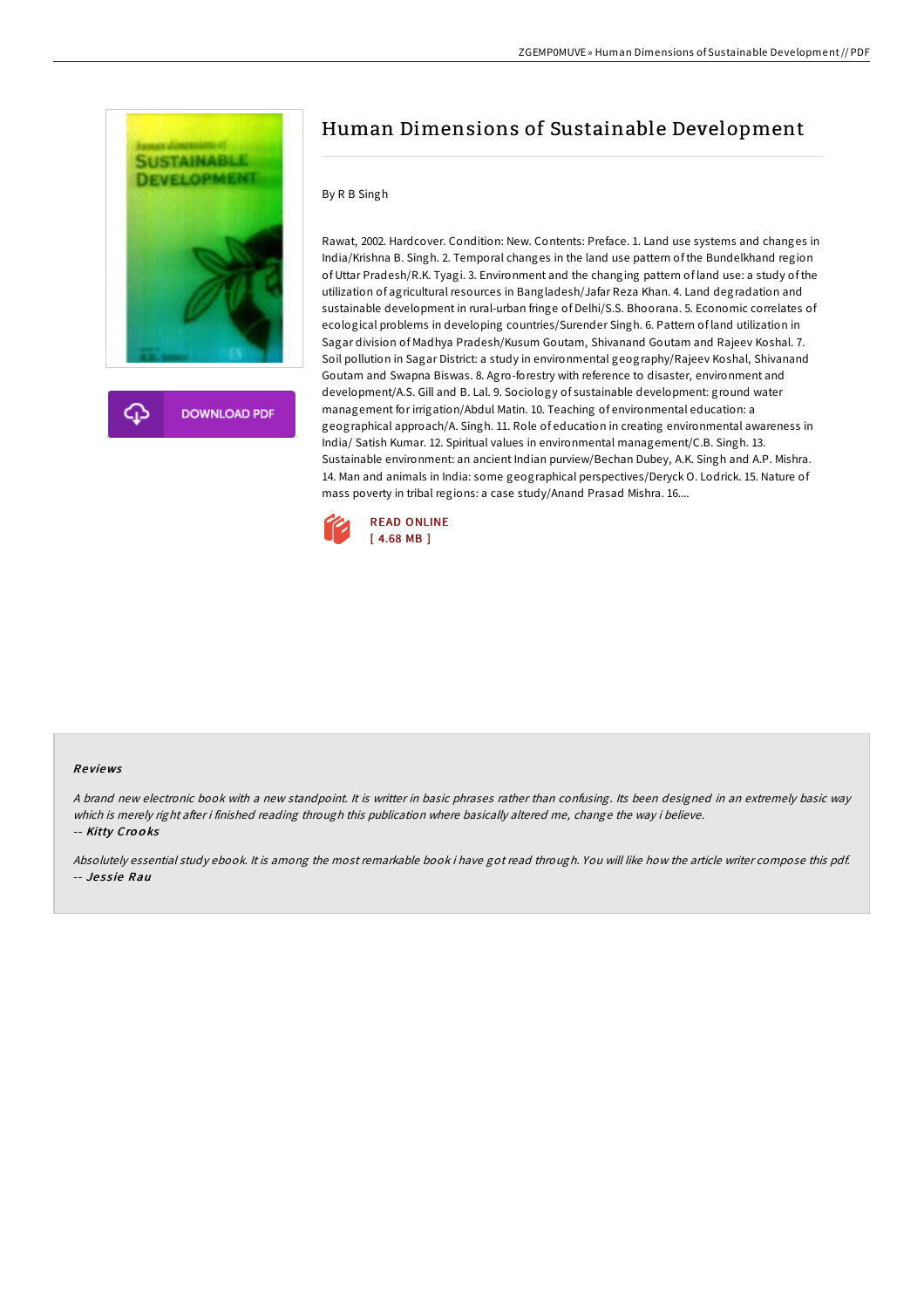# Human Dimensions of Sustainable Development

By R B Singh

Rawat, 2002. Hardcover. Condition: New. Contents: Preface. 1. Land use systems and changes in India/Krishna B. Singh. 2. Temporal changes in the land use pattern of the Bundelkhand region of Uttar Pradesh/R.K. Tyagi. 3. Environment and the changing pattern of land use: a study of the utilization of agricultural resources in Bangladesh/Jafar Reza Khan. 4. Land degradation and sustainable development in rural-urban fringe of Delhi/S.S. Bhoorana. 5. Economic correlates of ecological problems in developing countries/Surender Singh. 6. Pattern of land utilization in Sagar division of Madhya Pradesh/Kusum Goutam, Shivanand Goutam and Rajeev Koshal. 7. Soil pollution in Sagar District: a study in environmental geography/Rajeev Koshal, Shivanand Goutam and Swapna Biswas. 8. Agro-forestry with reference to disaster, environment and development/A.S. Gill and B. Lal. 9. Sociology of sustainable development: ground water management for irrigation/Abdul Matin. 10. Teaching of environmental education: a geographical approach/A. Singh. 11. Role of education in creating environmental awareness in India/ Satish Kumar. 12. Spiritual values in environmental management/C.B. Singh. 13. Sustainable environment: an ancient Indian purview/Bechan Dubey, A.K. Singh and A.P. Mishra. 14. Man and animals in India: some geographical perspectives/Deryck O. Lodrick. 15. Nature of mass poverty in tribal regions: a case study/Anand Prasad Mishra. 16....

READ ONLINE
[ 4.68 MB ]

## Reviews

*A brand new electronic book with a new standpoint. It is writter in basic phrases rather than confusing. Its been designed in an extremely basic way which is merely right after i finished reading through this publication where basically altered me, change the way i believe.*
-- *Kitty Crooks*

*Absolutely essential study ebook. It is among the most remarkable book i have got read through. You will like how the article writer compose this pdf.*
-- *Jessie Rau*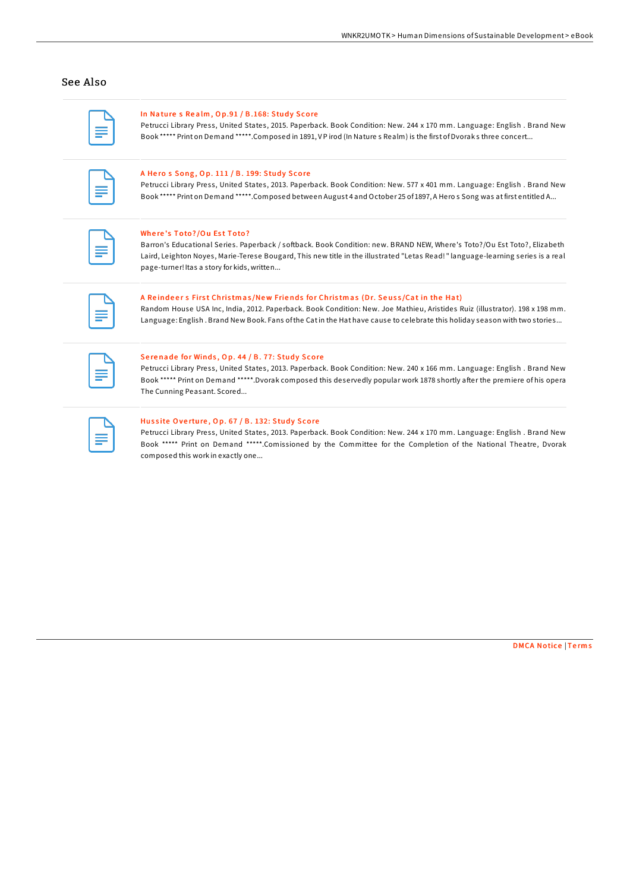## See Also

### In Nature s Realm, Op.91 / B.168: Study Score

Petrucci Library Press, United States, 2015. Paperback. Book Condition: New. 244 x 170 mm. Language: English . Brand New Book ***** Print on Demand *****.Composed in 1891, V P irod (In Nature s Realm) is the first of Dvorak s three concert...

### A Hero s Song, Op. 111 / B. 199: Study Score

Petrucci Library Press, United States, 2013. Paperback. Book Condition: New. 577 x 401 mm. Language: English . Brand New Book ***** Print on Demand *****.Composed between August 4 and October 25 of 1897, A Hero s Song was at first entitled A...

### Where's Toto?/Ou Est Toto?

Barron's Educational Series. Paperback / softback. Book Condition: new. BRAND NEW, Where's Toto?/Ou Est Toto?, Elizabeth Laird, Leighton Noyes, Marie-Terese Bougard, This new title in the illustrated "Letas Read! " language-learning series is a real page-turner! Itas a story for kids, written...

### A Reindeer s First Christmas/New Friends for Christmas (Dr. Seuss/Cat in the Hat)

Random House USA Inc, India, 2012. Paperback. Book Condition: New. Joe Mathieu, Aristides Ruiz (illustrator). 198 x 198 mm. Language: English . Brand New Book. Fans of the Cat in the Hat have cause to celebrate this holiday season with two stories...

### Serenade for Winds, Op. 44 / B. 77: Study Score

Petrucci Library Press, United States, 2013. Paperback. Book Condition: New. 240 x 166 mm. Language: English . Brand New Book ***** Print on Demand *****.Dvorak composed this deservedly popular work 1878 shortly after the premiere of his opera The Cunning Peasant. Scored...

### Hussite Overture, Op. 67 / B. 132: Study Score

Petrucci Library Press, United States, 2013. Paperback. Book Condition: New. 244 x 170 mm. Language: English . Brand New Book ***** Print on Demand *****.Comissioned by the Committee for the Completion of the National Theatre, Dvorak composed this work in exactly one...